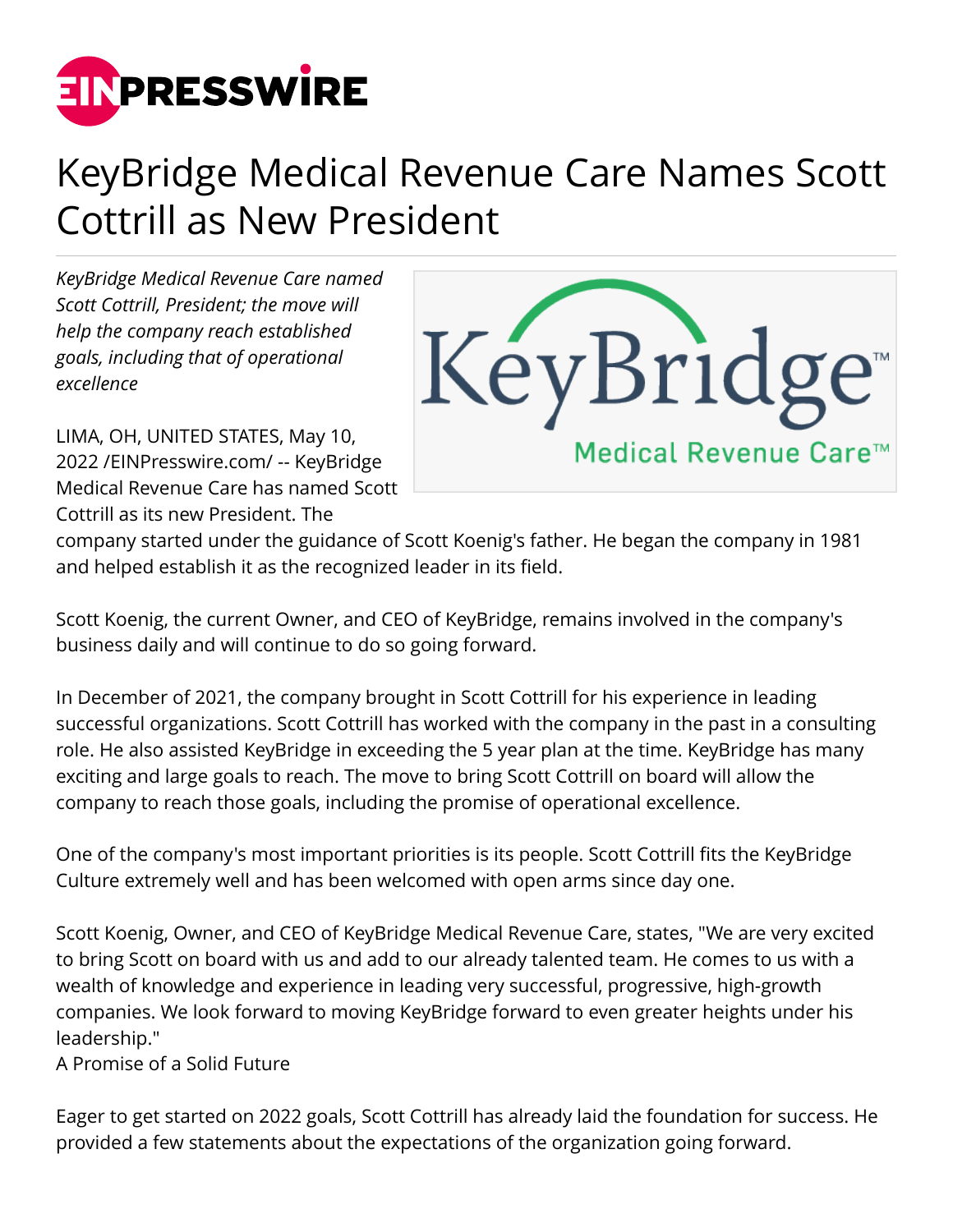# KeyBridge Medical Revenue Care Names Scott Cottrill as New President

*KeyBridge Medical Revenue Care named Scott Cottrill, President; the move will help the company reach established goals, including that of operational excellence*

LIMA, OH, UNITED STATES, May 10, 2022 /EINPresswire.com/ -- KeyBridge Medical Revenue Care has named Scott Cottrill as its new President. The company started under the guidance of Scott Koenig's father. He began the company in 1981 and helped establish it as the recognized leader in its field.

Scott Koenig, the current Owner, and CEO of KeyBridge, remains involved in the company's business daily and will continue to do so going forward.

In December of 2021, the company brought in Scott Cottrill for his experience in leading successful organizations. Scott Cottrill has worked with the company in the past in a consulting role. He also assisted KeyBridge in exceeding the 5 year plan at the time. KeyBridge has many exciting and large goals to reach. The move to bring Scott Cottrill on board will allow the company to reach those goals, including the promise of operational excellence.

One of the company's most important priorities is its people. Scott Cottrill fits the KeyBridge Culture extremely well and has been welcomed with open arms since day one.

Scott Koenig, Owner, and CEO of KeyBridge Medical Revenue Care, states, "We are very excited to bring Scott on board with us and add to our already talented team. He comes to us with a wealth of knowledge and experience in leading very successful, progressive, high-growth companies. We look forward to moving KeyBridge forward to even greater heights under his leadership."

A Promise of a Solid Future

Eager to get started on 2022 goals, Scott Cottrill has already laid the foundation for success. He provided a few statements about the expectations of the organization going forward.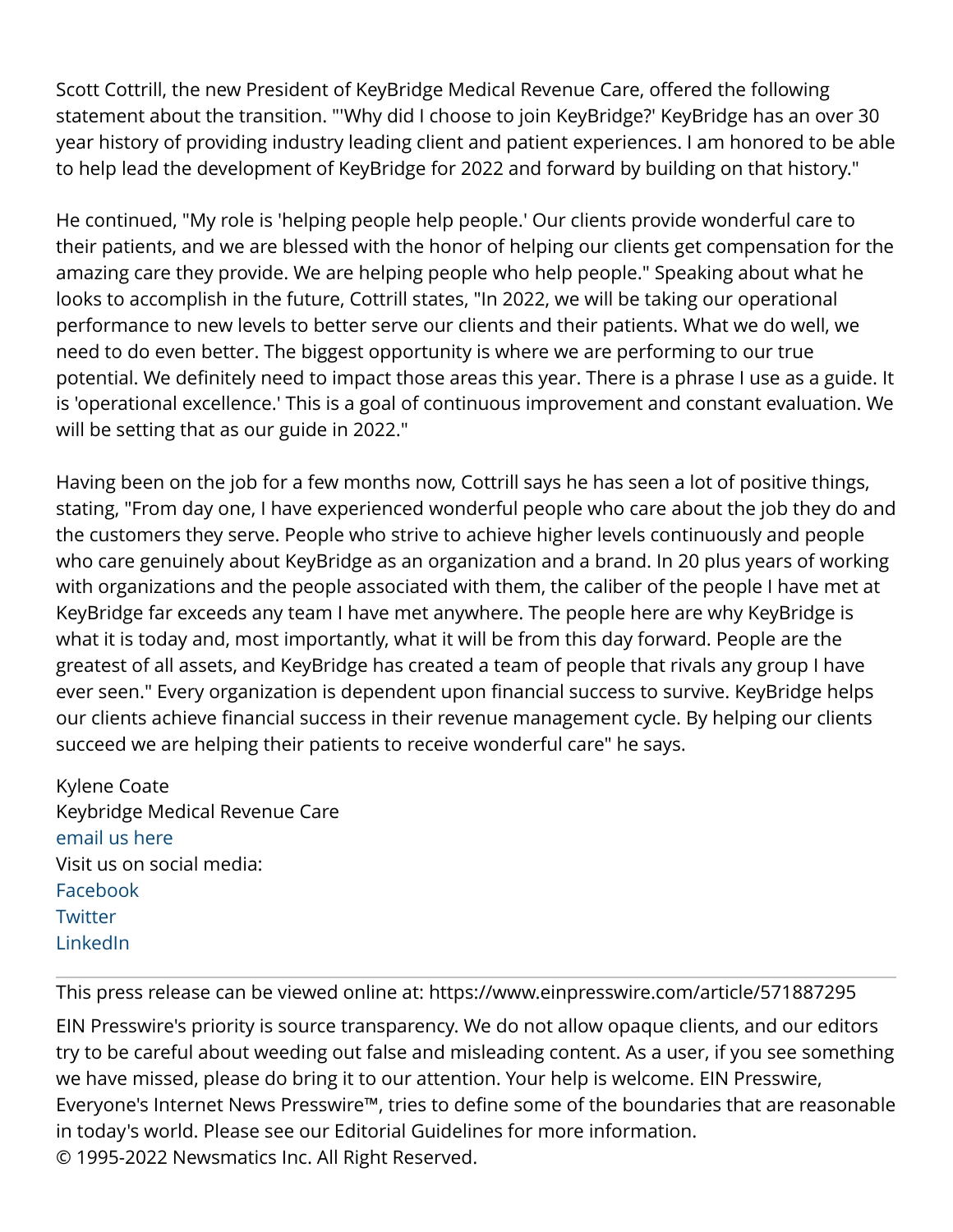Scott Cottrill, the new President of KeyBridge Medical Revenue Care, offered the following statement about the transition. "'Why did I choose to join KeyBridge?' KeyBridge has an over 30 year history of providing industry leading client and patient experiences. I am honored to be able to help lead the development of KeyBridge for 2022 and forward by building on that history."

He continued, "My role is 'helping people help people.' Our clients provide wonderful care to their patients, and we are blessed with the honor of helping our clients get compensation for the amazing care they provide. We are helping people who help people." Speaking about what he looks to accomplish in the future, Cottrill states, "In 2022, we will be taking our operational performance to new levels to better serve our clients and their patients. What we do well, we need to do even better. The biggest opportunity is where we are performing to our true potential. We definitely need to impact those areas this year. There is a phrase I use as a guide. It is 'operational excellence.' This is a goal of continuous improvement and constant evaluation. We will be setting that as our guide in 2022."

Having been on the job for a few months now, Cottrill says he has seen a lot of positive things, stating, "From day one, I have experienced wonderful people who care about the job they do and the customers they serve. People who strive to achieve higher levels continuously and people who care genuinely about KeyBridge as an organization and a brand. In 20 plus years of working with organizations and the people associated with them, the caliber of the people I have met at KeyBridge far exceeds any team I have met anywhere. The people here are why KeyBridge is what it is today and, most importantly, what it will be from this day forward. People are the greatest of all assets, and KeyBridge has created a team of people that rivals any group I have ever seen." Every organization is dependent upon financial success to survive. KeyBridge helps our clients achieve financial success in their revenue management cycle. By helping our clients succeed we are helping their patients to receive wonderful care" he says.

Kylene Coate
Keybridge Medical Revenue Care
email us here
Visit us on social media:
Facebook
Twitter
LinkedIn

---

This press release can be viewed online at: https://www.einpresswire.com/article/571887295

EIN Presswire's priority is source transparency. We do not allow opaque clients, and our editors try to be careful about weeding out false and misleading content. As a user, if you see something we have missed, please do bring it to our attention. Your help is welcome. EIN Presswire, Everyone's Internet News Presswire™, tries to define some of the boundaries that are reasonable in today's world. Please see our Editorial Guidelines for more information.
© 1995-2022 Newsmatics Inc. All Right Reserved.